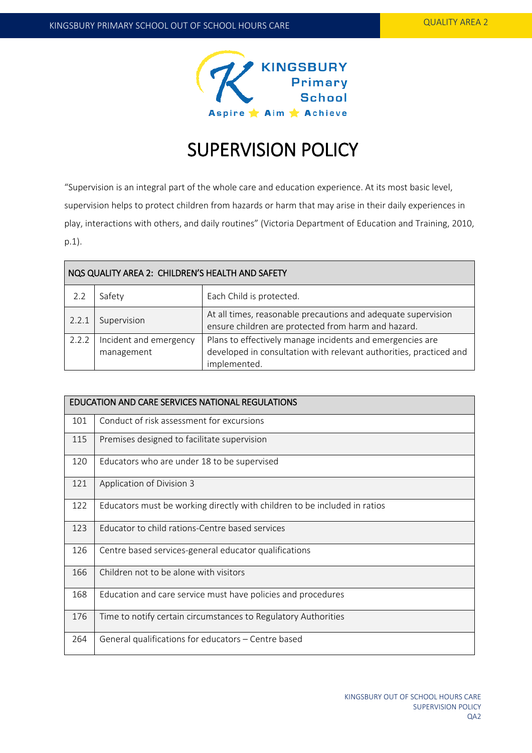# SUPERVISION POLICY

"Supervision is an integral part of the whole care and education experience. At its most basic level, supervision helps to protect children from hazards or harm that may arise in their daily experiences in play, interactions with others, and daily routines" (Victoria Department of Education and Training, 2010, p.1).

| NQS QUALITY AREA 2: CHILDREN'S HEALTH AND SAFETY | | |
|---|---|---|
| 2.2 | Safety | Each Child is protected. |
| 2.2.1 | Supervision | At all times, reasonable precautions and adequate supervision ensure children are protected from harm and hazard. |
| 2.2.2 | Incident and emergency management | Plans to effectively manage incidents and emergencies are developed in consultation with relevant authorities, practiced and implemented. |

| EDUCATION AND CARE SERVICES NATIONAL REGULATIONS | |
|---|---|
| 101 | Conduct of risk assessment for excursions |
| 115 | Premises designed to facilitate supervision |
| 120 | Educators who are under 18 to be supervised |
| 121 | Application of Division 3 |
| 122 | Educators must be working directly with children to be included in ratios |
| 123 | Educator to child rations-Centre based services |
| 126 | Centre based services-general educator qualifications |
| 166 | Children not to be alone with visitors |
| 168 | Education and care service must have policies and procedures |
| 176 | Time to notify certain circumstances to Regulatory Authorities |
| 264 | General qualifications for educators – Centre based |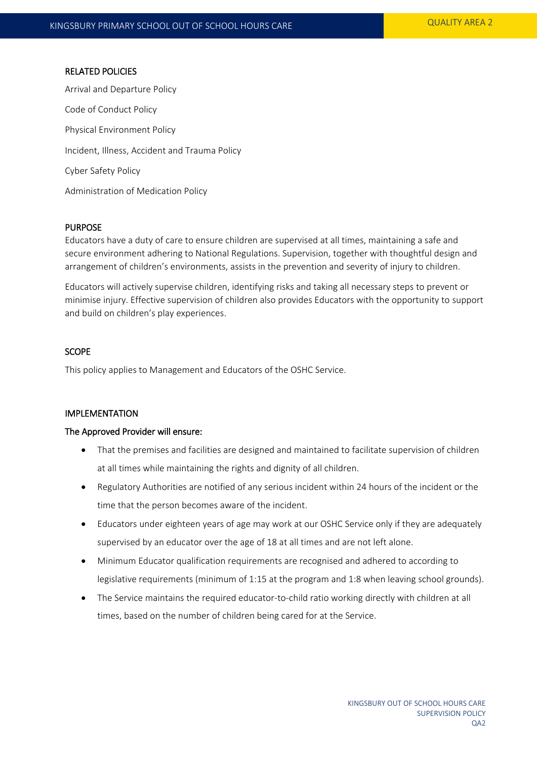## RELATED POLICIES

Arrival and Departure Policy

Code of Conduct Policy

Physical Environment Policy

Incident, Illness, Accident and Trauma Policy

Cyber Safety Policy

Administration of Medication Policy

## PURPOSE

Educators have a duty of care to ensure children are supervised at all times, maintaining a safe and secure environment adhering to National Regulations. Supervision, together with thoughtful design and arrangement of children's environments, assists in the prevention and severity of injury to children.

Educators will actively supervise children, identifying risks and taking all necessary steps to prevent or minimise injury. Effective supervision of children also provides Educators with the opportunity to support and build on children's play experiences.

## SCOPE

This policy applies to Management and Educators of the OSHC Service.

## IMPLEMENTATION

### The Approved Provider will ensure:

- That the premises and facilities are designed and maintained to facilitate supervision of children at all times while maintaining the rights and dignity of all children.
- Regulatory Authorities are notified of any serious incident within 24 hours of the incident or the time that the person becomes aware of the incident.
- Educators under eighteen years of age may work at our OSHC Service only if they are adequately supervised by an educator over the age of 18 at all times and are not left alone.
- Minimum Educator qualification requirements are recognised and adhered to according to legislative requirements (minimum of 1:15 at the program and 1:8 when leaving school grounds).
- The Service maintains the required educator-to-child ratio working directly with children at all times, based on the number of children being cared for at the Service.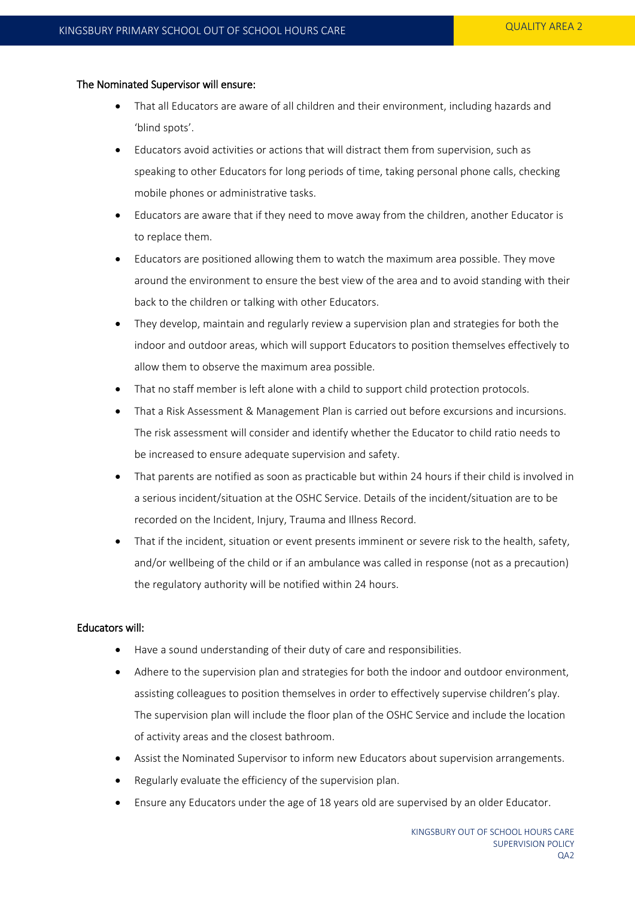The Nominated Supervisor will ensure:

- That all Educators are aware of all children and their environment, including hazards and 'blind spots'.
- Educators avoid activities or actions that will distract them from supervision, such as speaking to other Educators for long periods of time, taking personal phone calls, checking mobile phones or administrative tasks.
- Educators are aware that if they need to move away from the children, another Educator is to replace them.
- Educators are positioned allowing them to watch the maximum area possible. They move around the environment to ensure the best view of the area and to avoid standing with their back to the children or talking with other Educators.
- They develop, maintain and regularly review a supervision plan and strategies for both the indoor and outdoor areas, which will support Educators to position themselves effectively to allow them to observe the maximum area possible.
- That no staff member is left alone with a child to support child protection protocols.
- That a Risk Assessment & Management Plan is carried out before excursions and incursions. The risk assessment will consider and identify whether the Educator to child ratio needs to be increased to ensure adequate supervision and safety.
- That parents are notified as soon as practicable but within 24 hours if their child is involved in a serious incident/situation at the OSHC Service. Details of the incident/situation are to be recorded on the Incident, Injury, Trauma and Illness Record.
- That if the incident, situation or event presents imminent or severe risk to the health, safety, and/or wellbeing of the child or if an ambulance was called in response (not as a precaution) the regulatory authority will be notified within 24 hours.

Educators will:

- Have a sound understanding of their duty of care and responsibilities.
- Adhere to the supervision plan and strategies for both the indoor and outdoor environment, assisting colleagues to position themselves in order to effectively supervise children's play. The supervision plan will include the floor plan of the OSHC Service and include the location of activity areas and the closest bathroom.
- Assist the Nominated Supervisor to inform new Educators about supervision arrangements.
- Regularly evaluate the efficiency of the supervision plan.
- Ensure any Educators under the age of 18 years old are supervised by an older Educator.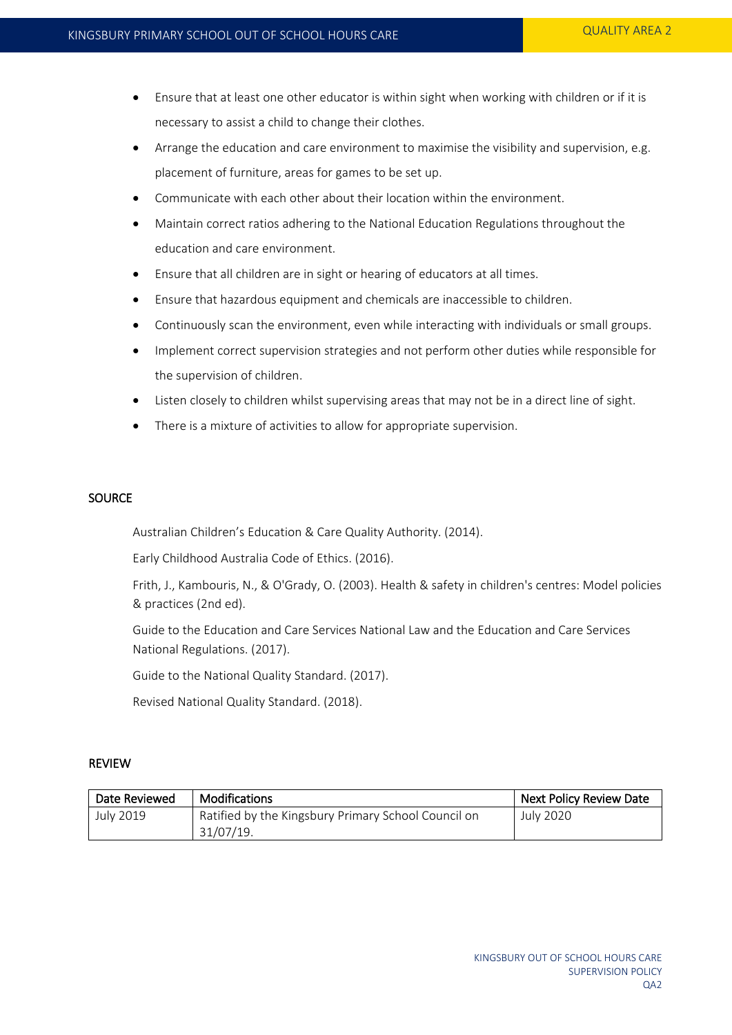- Ensure that at least one other educator is within sight when working with children or if it is necessary to assist a child to change their clothes.
- Arrange the education and care environment to maximise the visibility and supervision, e.g. placement of furniture, areas for games to be set up.
- Communicate with each other about their location within the environment.
- Maintain correct ratios adhering to the National Education Regulations throughout the education and care environment.
- Ensure that all children are in sight or hearing of educators at all times.
- Ensure that hazardous equipment and chemicals are inaccessible to children.
- Continuously scan the environment, even while interacting with individuals or small groups.
- Implement correct supervision strategies and not perform other duties while responsible for the supervision of children.
- Listen closely to children whilst supervising areas that may not be in a direct line of sight.
- There is a mixture of activities to allow for appropriate supervision.

## SOURCE

Australian Children's Education & Care Quality Authority. (2014).

Early Childhood Australia Code of Ethics. (2016).

Frith, J., Kambouris, N., & O'Grady, O. (2003). Health & safety in children's centres: Model policies & practices (2nd ed).

Guide to the Education and Care Services National Law and the Education and Care Services National Regulations. (2017).

Guide to the National Quality Standard. (2017).

Revised National Quality Standard. (2018).

## REVIEW

| Date Reviewed | Modifications | Next Policy Review Date |
|---|---|---|
| July 2019 | Ratified by the Kingsbury Primary School Council on 31/07/19. | July 2020 |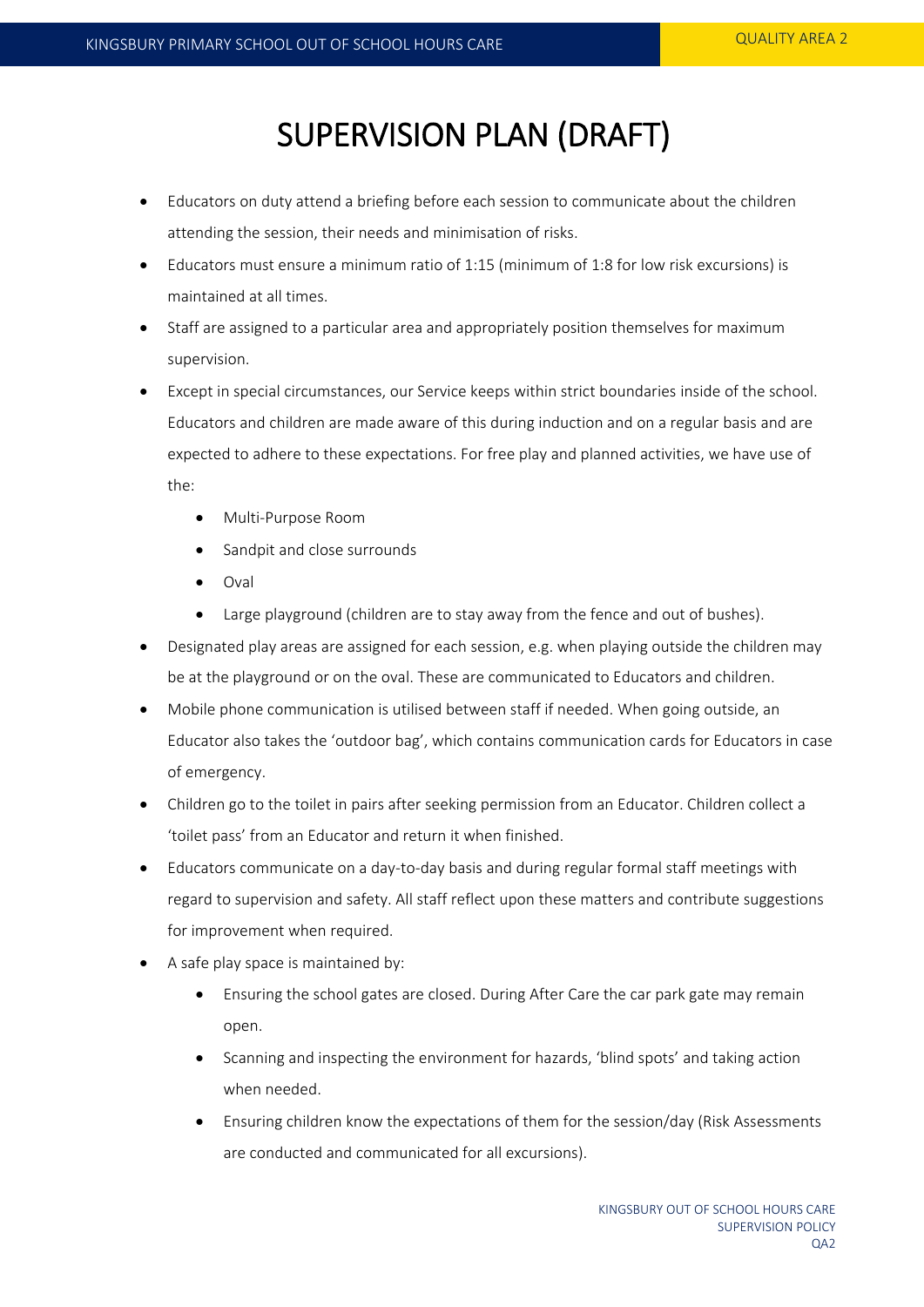# SUPERVISION PLAN (DRAFT)

- Educators on duty attend a briefing before each session to communicate about the children attending the session, their needs and minimisation of risks.
- Educators must ensure a minimum ratio of 1:15 (minimum of 1:8 for low risk excursions) is maintained at all times.
- Staff are assigned to a particular area and appropriately position themselves for maximum supervision.
- Except in special circumstances, our Service keeps within strict boundaries inside of the school. Educators and children are made aware of this during induction and on a regular basis and are expected to adhere to these expectations. For free play and planned activities, we have use of the:
  - Multi-Purpose Room
  - Sandpit and close surrounds
  - Oval
  - Large playground (children are to stay away from the fence and out of bushes).
- Designated play areas are assigned for each session, e.g. when playing outside the children may be at the playground or on the oval. These are communicated to Educators and children.
- Mobile phone communication is utilised between staff if needed. When going outside, an Educator also takes the 'outdoor bag', which contains communication cards for Educators in case of emergency.
- Children go to the toilet in pairs after seeking permission from an Educator. Children collect a 'toilet pass' from an Educator and return it when finished.
- Educators communicate on a day-to-day basis and during regular formal staff meetings with regard to supervision and safety. All staff reflect upon these matters and contribute suggestions for improvement when required.
- A safe play space is maintained by:
  - Ensuring the school gates are closed. During After Care the car park gate may remain open.
  - Scanning and inspecting the environment for hazards, 'blind spots' and taking action when needed.
  - Ensuring children know the expectations of them for the session/day (Risk Assessments are conducted and communicated for all excursions).